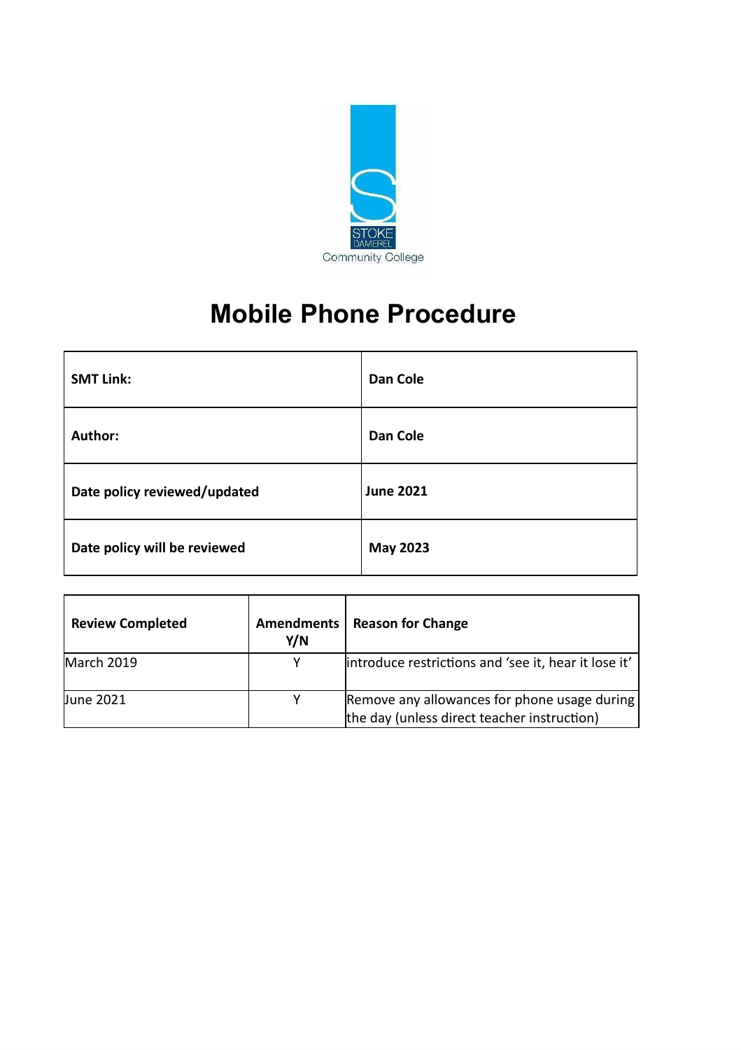STOKE DAMEREL

Community College

# Mobile Phone Procedure

| SMT Link: | Dan Cole |
| --- | --- |
| Author: | Dan Cole |
| Date policy reviewed/updated | June 2021 |
| Date policy will be reviewed | May 2023 |

| Review Completed | Amendments Y/N | Reason for Change |
| --- | --- | --- |
| March 2019 | Y | introduce restrictions and 'see it, hear it lose it' |
| June 2021 | Y | Remove any allowances for phone usage during the day (unless direct teacher instruction) |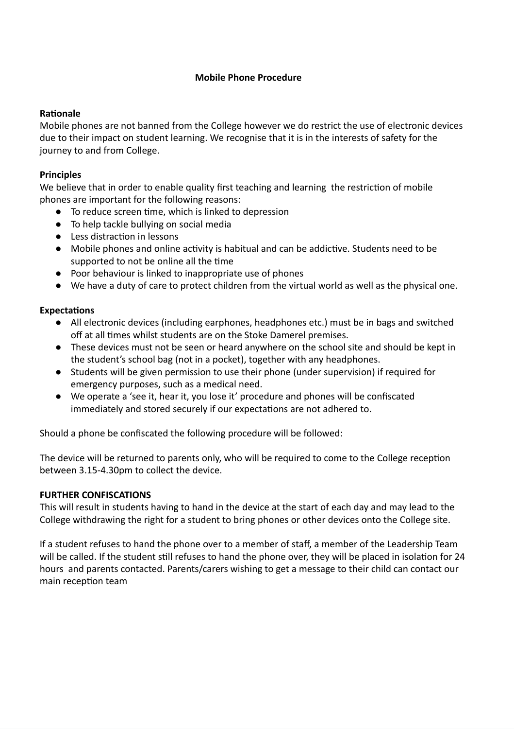# Mobile Phone Procedure

**Rationale**

Mobile phones are not banned from the College however we do restrict the use of electronic devices due to their impact on student learning. We recognise that it is in the interests of safety for the journey to and from College.

**Principles**

We believe that in order to enable quality first teaching and learning the restriction of mobile phones are important for the following reasons:

- To reduce screen time, which is linked to depression
- To help tackle bullying on social media
- Less distraction in lessons
- Mobile phones and online activity is habitual and can be addictive. Students need to be supported to not be online all the time
- Poor behaviour is linked to inappropriate use of phones
- We have a duty of care to protect children from the virtual world as well as the physical one.

**Expectations**

- All electronic devices (including earphones, headphones etc.) must be in bags and switched off at all times whilst students are on the Stoke Damerel premises.
- These devices must not be seen or heard anywhere on the school site and should be kept in the student's school bag (not in a pocket), together with any headphones.
- Students will be given permission to use their phone (under supervision) if required for emergency purposes, such as a medical need.
- We operate a 'see it, hear it, you lose it' procedure and phones will be confiscated immediately and stored securely if our expectations are not adhered to.

Should a phone be confiscated the following procedure will be followed:

The device will be returned to parents only, who will be required to come to the College reception between 3.15-4.30pm to collect the device.

**FURTHER CONFISCATIONS**

This will result in students having to hand in the device at the start of each day and may lead to the College withdrawing the right for a student to bring phones or other devices onto the College site.

If a student refuses to hand the phone over to a member of staff, a member of the Leadership Team will be called. If the student still refuses to hand the phone over, they will be placed in isolation for 24 hours and parents contacted. Parents/carers wishing to get a message to their child can contact our main reception team